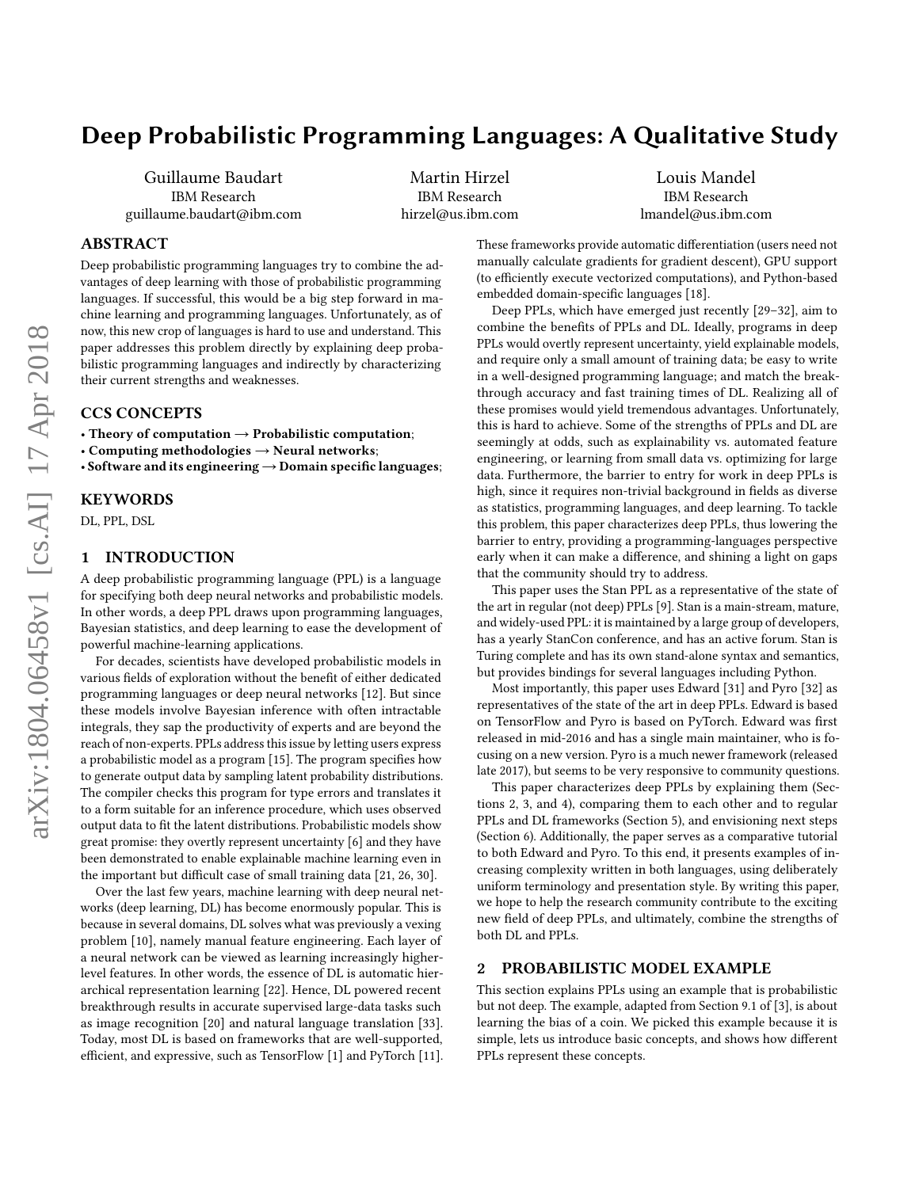# Deep Probabilistic Programming Languages: A Qualitative Study

Guillaume Baudart
IBM Research
guillaume.baudart@ibm.com

Martin Hirzel
IBM Research
hirzel@us.ibm.com

Louis Mandel
IBM Research
lmandel@us.ibm.com

## ABSTRACT

Deep probabilistic programming languages try to combine the advantages of deep learning with those of probabilistic programming languages. If successful, this would be a big step forward in machine learning and programming languages. Unfortunately, as of now, this new crop of languages is hard to use and understand. This paper addresses this problem directly by explaining deep probabilistic programming languages and indirectly by characterizing their current strengths and weaknesses.

## CCS CONCEPTS

- **Theory of computation → Probabilistic computation**;
- **Computing methodologies → Neural networks**;
- **Software and its engineering → Domain specific languages**;

## KEYWORDS

DL, PPL, DSL

## 1 INTRODUCTION

A deep probabilistic programming language (PPL) is a language for specifying both deep neural networks and probabilistic models. In other words, a deep PPL draws upon programming languages, Bayesian statistics, and deep learning to ease the development of powerful machine-learning applications.

For decades, scientists have developed probabilistic models in various fields of exploration without the benefit of either dedicated programming languages or deep neural networks [12]. But since these models involve Bayesian inference with often intractable integrals, they sap the productivity of experts and are beyond the reach of non-experts. PPLs address this issue by letting users express a probabilistic model as a program [15]. The program specifies how to generate output data by sampling latent probability distributions. The compiler checks this program for type errors and translates it to a form suitable for an inference procedure, which uses observed output data to fit the latent distributions. Probabilistic models show great promise: they overtly represent uncertainty [6] and they have been demonstrated to enable explainable machine learning even in the important but difficult case of small training data [21, 26, 30].

Over the last few years, machine learning with deep neural networks (deep learning, DL) has become enormously popular. This is because in several domains, DL solves what was previously a vexing problem [10], namely manual feature engineering. Each layer of a neural network can be viewed as learning increasingly higher-level features. In other words, the essence of DL is automatic hierarchical representation learning [22]. Hence, DL powered recent breakthrough results in accurate supervised large-data tasks such as image recognition [20] and natural language translation [33]. Today, most DL is based on frameworks that are well-supported, efficient, and expressive, such as TensorFlow [1] and PyTorch [11]. These frameworks provide automatic differentiation (users need not manually calculate gradients for gradient descent), GPU support (to efficiently execute vectorized computations), and Python-based embedded domain-specific languages [18].

Deep PPLs, which have emerged just recently [29–32], aim to combine the benefits of PPLs and DL. Ideally, programs in deep PPLs would overtly represent uncertainty, yield explainable models, and require only a small amount of training data; be easy to write in a well-designed programming language; and match the breakthrough accuracy and fast training times of DL. Realizing all of these promises would yield tremendous advantages. Unfortunately, this is hard to achieve. Some of the strengths of PPLs and DL are seemingly at odds, such as explainability vs. automated feature engineering, or learning from small data vs. optimizing for large data. Furthermore, the barrier to entry for work in deep PPLs is high, since it requires non-trivial background in fields as diverse as statistics, programming languages, and deep learning. To tackle this problem, this paper characterizes deep PPLs, thus lowering the barrier to entry, providing a programming-languages perspective early when it can make a difference, and shining a light on gaps that the community should try to address.

This paper uses the Stan PPL as a representative of the state of the art in regular (not deep) PPLs [9]. Stan is a main-stream, mature, and widely-used PPL: it is maintained by a large group of developers, has a yearly StanCon conference, and has an active forum. Stan is Turing complete and has its own stand-alone syntax and semantics, but provides bindings for several languages including Python.

Most importantly, this paper uses Edward [31] and Pyro [32] as representatives of the state of the art in deep PPLs. Edward is based on TensorFlow and Pyro is based on PyTorch. Edward was first released in mid-2016 and has a single main maintainer, who is focusing on a new version. Pyro is a much newer framework (released late 2017), but seems to be very responsive to community questions.

This paper characterizes deep PPLs by explaining them (Sections 2, 3, and 4), comparing them to each other and to regular PPLs and DL frameworks (Section 5), and envisioning next steps (Section 6). Additionally, the paper serves as a comparative tutorial to both Edward and Pyro. To this end, it presents examples of increasing complexity written in both languages, using deliberately uniform terminology and presentation style. By writing this paper, we hope to help the research community contribute to the exciting new field of deep PPLs, and ultimately, combine the strengths of both DL and PPLs.

## 2 PROBABILISTIC MODEL EXAMPLE

This section explains PPLs using an example that is probabilistic but not deep. The example, adapted from Section 9.1 of [3], is about learning the bias of a coin. We picked this example because it is simple, lets us introduce basic concepts, and shows how different PPLs represent these concepts.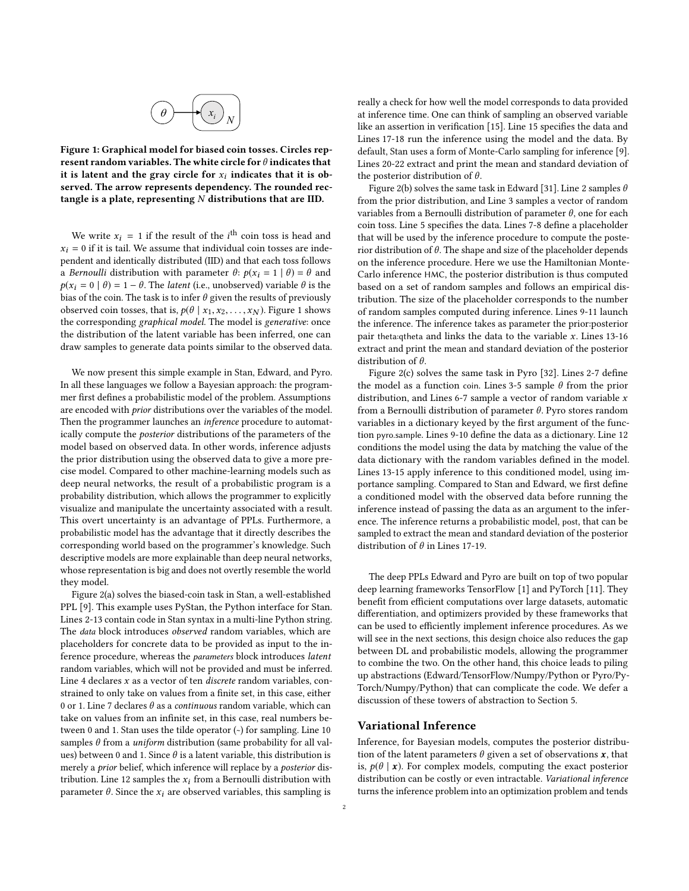Figure 1: Graphical model for biased coin tosses. Circles represent random variables. The white circle for $\theta$ indicates that it is latent and the gray circle for $x_i$ indicates that it is observed. The arrow represents dependency. The rounded rectangle is a plate, representing $N$ distributions that are IID.

We write $x_i = 1$ if the result of the $i^{\text{th}}$ coin toss is head and $x_i = 0$ if it is tail. We assume that individual coin tosses are independent and identically distributed (IID) and that each toss follows a *Bernoulli* distribution with parameter $\theta$: $p(x_i = 1 \mid \theta) = \theta$ and $p(x_i = 0 \mid \theta) = 1 - \theta$. The *latent* (i.e., unobserved) variable $\theta$ is the bias of the coin. The task is to infer $\theta$ given the results of previously observed coin tosses, that is, $p(\theta \mid x_1, x_2, \ldots, x_N)$. Figure 1 shows the corresponding *graphical model*. The model is *generative*: once the distribution of the latent variable has been inferred, one can draw samples to generate data points similar to the observed data.

We now present this simple example in Stan, Edward, and Pyro. In all these languages we follow a Bayesian approach: the programmer first defines a probabilistic model of the problem. Assumptions are encoded with *prior* distributions over the variables of the model. Then the programmer launches an *inference* procedure to automatically compute the *posterior* distributions of the parameters of the model based on observed data. In other words, inference adjusts the prior distribution using the observed data to give a more precise model. Compared to other machine-learning models such as deep neural networks, the result of a probabilistic program is a probability distribution, which allows the programmer to explicitly visualize and manipulate the uncertainty associated with a result. This overt uncertainty is an advantage of PPLs. Furthermore, a probabilistic model has the advantage that it directly describes the corresponding world based on the programmer's knowledge. Such descriptive models are more explainable than deep neural networks, whose representation is big and does not overtly resemble the world they model.

Figure 2(a) solves the biased-coin task in Stan, a well-established PPL [9]. This example uses PyStan, the Python interface for Stan. Lines 2-13 contain code in Stan syntax in a multi-line Python string. The *data* block introduces *observed* random variables, which are placeholders for concrete data to be provided as input to the inference procedure, whereas the *parameters* block introduces *latent* random variables, which will not be provided and must be inferred. Line 4 declares $x$ as a vector of ten *discrete* random variables, constrained to only take on values from a finite set, in this case, either 0 or 1. Line 7 declares $\theta$ as a *continuous* random variable, which can take on values from an infinite set, in this case, real numbers between 0 and 1. Stan uses the tilde operator (~) for sampling. Line 10 samples $\theta$ from a *uniform* distribution (same probability for all values) between 0 and 1. Since $\theta$ is a latent variable, this distribution is merely a *prior* belief, which inference will replace by a *posterior* distribution. Line 12 samples the $x_i$ from a Bernoulli distribution with parameter $\theta$. Since the $x_i$ are observed variables, this sampling is really a check for how well the model corresponds to data provided at inference time. One can think of sampling an observed variable like an assertion in verification [15]. Line 15 specifies the data and Lines 17-18 run the inference using the model and the data. By default, Stan uses a form of Monte-Carlo sampling for inference [9]. Lines 20-22 extract and print the mean and standard deviation of the posterior distribution of $\theta$.

Figure 2(b) solves the same task in Edward [31]. Line 2 samples $\theta$ from the prior distribution, and Line 3 samples a vector of random variables from a Bernoulli distribution of parameter $\theta$, one for each coin toss. Line 5 specifies the data. Lines 7-8 define a placeholder that will be used by the inference procedure to compute the posterior distribution of $\theta$. The shape and size of the placeholder depends on the inference procedure. Here we use the Hamiltonian Monte-Carlo inference HMC, the posterior distribution is thus computed based on a set of random samples and follows an empirical distribution. The size of the placeholder corresponds to the number of random samples computed during inference. Lines 9-11 launch the inference. The inference takes as parameter the prior:posterior pair theta:qtheta and links the data to the variable $x$. Lines 13-16 extract and print the mean and standard deviation of the posterior distribution of $\theta$.

Figure 2(c) solves the same task in Pyro [32]. Lines 2-7 define the model as a function coin. Lines 3-5 sample $\theta$ from the prior distribution, and Lines 6-7 sample a vector of random variable $x$ from a Bernoulli distribution of parameter $\theta$. Pyro stores random variables in a dictionary keyed by the first argument of the function pyro.sample. Lines 9-10 define the data as a dictionary. Line 12 conditions the model using the data by matching the value of the data dictionary with the random variables defined in the model. Lines 13-15 apply inference to this conditioned model, using importance sampling. Compared to Stan and Edward, we first define a conditioned model with the observed data before running the inference instead of passing the data as an argument to the inference. The inference returns a probabilistic model, post, that can be sampled to extract the mean and standard deviation of the posterior distribution of $\theta$ in Lines 17-19.

The deep PPLs Edward and Pyro are built on top of two popular deep learning frameworks TensorFlow [1] and PyTorch [11]. They benefit from efficient computations over large datasets, automatic differentiation, and optimizers provided by these frameworks that can be used to efficiently implement inference procedures. As we will see in the next sections, this design choice also reduces the gap between DL and probabilistic models, allowing the programmer to combine the two. On the other hand, this choice leads to piling up abstractions (Edward/TensorFlow/Numpy/Python or Pyro/PyTorch/Numpy/Python) that can complicate the code. We defer a discussion of these towers of abstraction to Section 5.

## Variational Inference

Inference, for Bayesian models, computes the posterior distribution of the latent parameters $\theta$ given a set of observations $\boldsymbol{x}$, that is, $p(\theta \mid \boldsymbol{x})$. For complex models, computing the exact posterior distribution can be costly or even intractable. *Variational inference* turns the inference problem into an optimization problem and tends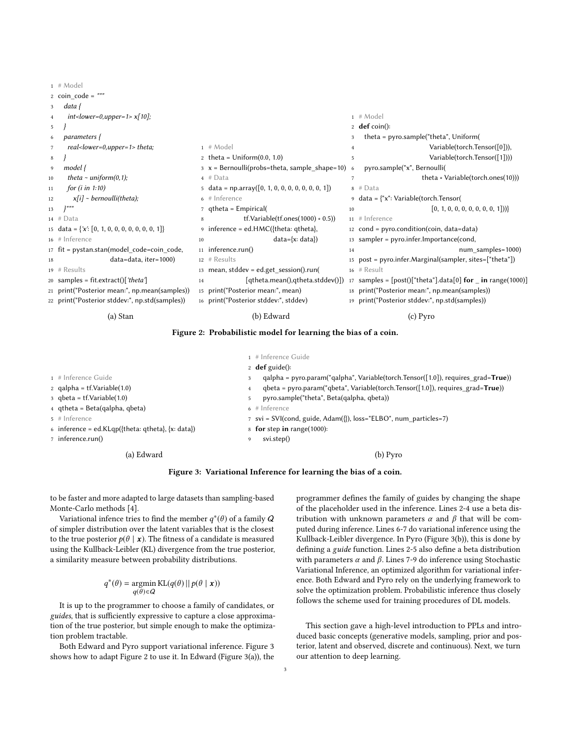```
# Model
coin_code = """
  data {
    int<lower=0,upper=1> x[10];
  }
  parameters {
    real<lower=0,upper=1> theta;
  }
  model {
    theta ~ uniform(0,1);
    for (i in 1:10)
      x[i] ~ bernoulli(theta);
  }"""
# Data
data = {'x': [0, 1, 0, 0, 0, 0, 0, 0, 0, 1]}
# Inference
fit = pystan.stan(model_code=coin_code,
                  data=data, iter=1000)
# Results
samples = fit.extract()['theta']
print("Posterior mean:", np.mean(samples))
print("Posterior stddev:", np.std(samples))
```

(a) Stan

```
# Model
theta = Uniform(0.0, 1.0)
x = Bernoulli(probs=theta, sample_shape=10)
# Data
data = np.array([0, 1, 0, 0, 0, 0, 0, 0, 0, 1])
# Inference
qtheta = Empirical(
           tf.Variable(tf.ones(1000) * 0.5))
inference = ed.HMC({theta: qtheta},
                   data={x: data})
inference.run()
# Results
mean, stddev = ed.get_session().run(
           [qtheta.mean(),qtheta.stddev()])
print("Posterior mean:", mean)
print("Posterior stddev:", stddev)
```

(b) Edward

```
# Model
def coin():
  theta = pyro.sample("theta", Uniform(
                    Variable(torch.Tensor([0])),
                    Variable(torch.Tensor([1])))
  pyro.sample("x", Bernoulli(
                    theta * Variable(torch.ones(10)))
# Data
data = {"x": Variable(torch.Tensor(
                    [0, 1, 0, 0, 0, 0, 0, 0, 0, 1]))}
# Inference
cond = pyro.condition(coin, data=data)
sampler = pyro.infer.Importance(cond,
                    num_samples=1000)
post = pyro.infer.Marginal(sampler, sites=["theta"])
# Result
samples = [post()["theta"].data[0] for _ in range(1000)]
print("Posterior mean:", np.mean(samples))
print("Posterior stddev:", np.std(samples))
```

(c) Pyro

**Figure 2: Probabilistic model for learning the bias of a coin.**

```
# Inference Guide
qalpha = tf.Variable(1.0)
qbeta = tf.Variable(1.0)
qtheta = Beta(qalpha, qbeta)
# Inference
inference = ed.KLqp({theta: qtheta}, {x: data})
inference.run()
```

(a) Edward

```
# Inference Guide
def guide():
    qalpha = pyro.param("qalpha", Variable(torch.Tensor([1.0]), requires_grad=True))
    qbeta = pyro.param("qbeta", Variable(torch.Tensor([1.0]), requires_grad=True))
    pyro.sample("theta", Beta(qalpha, qbeta))
# Inference
svi = SVI(cond, guide, Adam({}), loss="ELBO", num_particles=7)
for step in range(1000):
    svi.step()
```

(b) Pyro

**Figure 3: Variational Inference for learning the bias of a coin.**

to be faster and more adapted to large datasets than sampling-based Monte-Carlo methods [4].

Variational infence tries to find the member $q^*(\theta)$ of a family $\mathcal{Q}$ of simpler distribution over the latent variables that is the closest to the true posterior $p(\theta \mid \boldsymbol{x})$. The fitness of a candidate is measured using the Kullback-Leibler (KL) divergence from the true posterior, a similarity measure between probability distributions.

$$q^*(\theta) = \underset{q(\theta) \in \mathcal{Q}}{\operatorname{argmin}} \operatorname{KL}(q(\theta) \,||\, p(\theta \mid \boldsymbol{x}))$$

It is up to the programmer to choose a family of candidates, or *guides*, that is sufficiently expressive to capture a close approximation of the true posterior, but simple enough to make the optimization problem tractable.

Both Edward and Pyro support variational inference. Figure 3 shows how to adapt Figure 2 to use it. In Edward (Figure 3(a)), the programmer defines the family of guides by changing the shape of the placeholder used in the inference. Lines 2-4 use a beta distribution with unknown parameters $\alpha$ and $\beta$ that will be computed during inference. Lines 6-7 do variational inference using the Kullback-Leibler divergence. In Pyro (Figure 3(b)), this is done by defining a *guide* function. Lines 2-5 also define a beta distribution with parameters $\alpha$ and $\beta$. Lines 7-9 do inference using Stochastic Variational Inference, an optimized algorithm for variational inference. Both Edward and Pyro rely on the underlying framework to solve the optimization problem. Probabilistic inference thus closely follows the scheme used for training procedures of DL models.

This section gave a high-level introduction to PPLs and introduced basic concepts (generative models, sampling, prior and posterior, latent and observed, discrete and continuous). Next, we turn our attention to deep learning.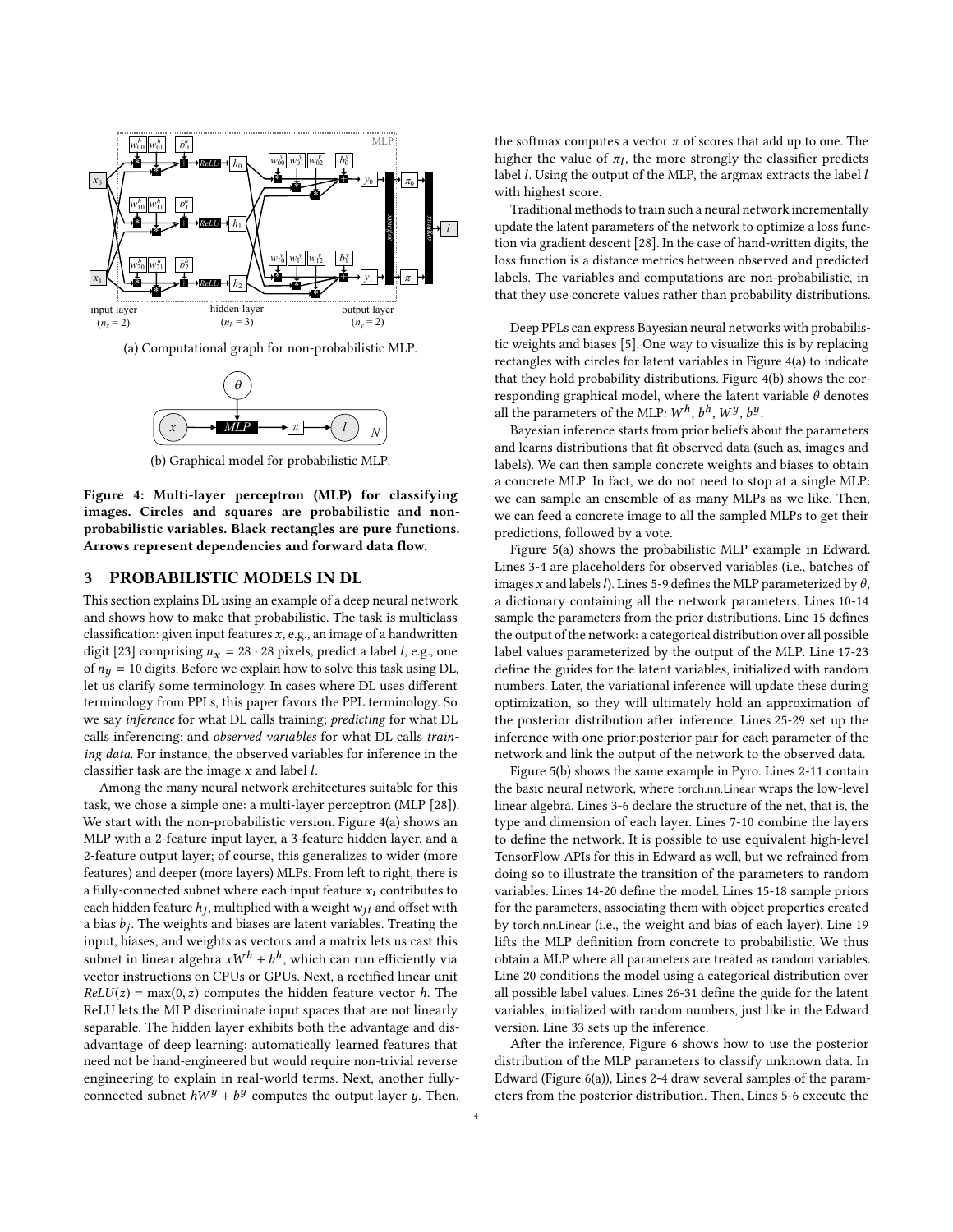(a) Computational graph for non-probabilistic MLP.

(b) Graphical model for probabilistic MLP.

**Figure 4: Multi-layer perceptron (MLP) for classifying images. Circles and squares are probabilistic and non-probabilistic variables. Black rectangles are pure functions. Arrows represent dependencies and forward data flow.**

## 3 PROBABILISTIC MODELS IN DL

This section explains DL using an example of a deep neural network and shows how to make that probabilistic. The task is multiclass classification: given input features $x$, e.g., an image of a handwritten digit [23] comprising $n_x = 28 \cdot 28$ pixels, predict a label $l$, e.g., one of $n_y = 10$ digits. Before we explain how to solve this task using DL, let us clarify some terminology. In cases where DL uses different terminology from PPLs, this paper favors the PPL terminology. So we say *inference* for what DL calls training; *predicting* for what DL calls inferencing; and *observed variables* for what DL calls *training data*. For instance, the observed variables for inference in the classifier task are the image $x$ and label $l$.

Among the many neural network architectures suitable for this task, we chose a simple one: a multi-layer perceptron (MLP [28]). We start with the non-probabilistic version. Figure 4(a) shows an MLP with a 2-feature input layer, a 3-feature hidden layer, and a 2-feature output layer; of course, this generalizes to wider (more features) and deeper (more layers) MLPs. From left to right, there is a fully-connected subnet where each input feature $x_i$ contributes to each hidden feature $h_j$, multiplied with a weight $w_{ji}$ and offset with a bias $b_j$. The weights and biases are latent variables. Treating the input, biases, and weights as vectors and a matrix lets us cast this subnet in linear algebra $xW^h + b^h$, which can run efficiently via vector instructions on CPUs or GPUs. Next, a rectified linear unit $ReLU(z) = \max(0, z)$ computes the hidden feature vector $h$. The ReLU lets the MLP discriminate input spaces that are not linearly separable. The hidden layer exhibits both the advantage and disadvantage of deep learning: automatically learned features that need not be hand-engineered but would require non-trivial reverse engineering to explain in real-world terms. Next, another fully-connected subnet $hW^y + b^y$ computes the output layer $y$. Then, the softmax computes a vector $\pi$ of scores that add up to one. The higher the value of $\pi_l$, the more strongly the classifier predicts label $l$. Using the output of the MLP, the argmax extracts the label $l$ with highest score.

Traditional methods to train such a neural network incrementally update the latent parameters of the network to optimize a loss function via gradient descent [28]. In the case of hand-written digits, the loss function is a distance metrics between observed and predicted labels. The variables and computations are non-probabilistic, in that they use concrete values rather than probability distributions.

Deep PPLs can express Bayesian neural networks with probabilistic weights and biases [5]. One way to visualize this is by replacing rectangles with circles for latent variables in Figure 4(a) to indicate that they hold probability distributions. Figure 4(b) shows the corresponding graphical model, where the latent variable $\theta$ denotes all the parameters of the MLP: $W^h$, $b^h$, $W^y$, $b^y$.

Bayesian inference starts from prior beliefs about the parameters and learns distributions that fit observed data (such as, images and labels). We can then sample concrete weights and biases to obtain a concrete MLP. In fact, we do not need to stop at a single MLP: we can sample an ensemble of as many MLPs as we like. Then, we can feed a concrete image to all the sampled MLPs to get their predictions, followed by a vote.

Figure 5(a) shows the probabilistic MLP example in Edward. Lines 3-4 are placeholders for observed variables (i.e., batches of images $x$ and labels $l$). Lines 5-9 defines the MLP parameterized by $\theta$, a dictionary containing all the network parameters. Lines 10-14 sample the parameters from the prior distributions. Line 15 defines the output of the network: a categorical distribution over all possible label values parameterized by the output of the MLP. Line 17-23 define the guides for the latent variables, initialized with random numbers. Later, the variational inference will update these during optimization, so they will ultimately hold an approximation of the posterior distribution after inference. Lines 25-29 set up the inference with one prior:posterior pair for each parameter of the network and link the output of the network to the observed data.

Figure 5(b) shows the same example in Pyro. Lines 2-11 contain the basic neural network, where torch.nn.Linear wraps the low-level linear algebra. Lines 3-6 declare the structure of the net, that is, the type and dimension of each layer. Lines 7-10 combine the layers to define the network. It is possible to use equivalent high-level TensorFlow APIs for this in Edward as well, but we refrained from doing so to illustrate the transition of the parameters to random variables. Lines 14-20 define the model. Lines 15-18 sample priors for the parameters, associating them with object properties created by torch.nn.Linear (i.e., the weight and bias of each layer). Line 19 lifts the MLP definition from concrete to probabilistic. We thus obtain a MLP where all parameters are treated as random variables. Line 20 conditions the model using a categorical distribution over all possible label values. Lines 26-31 define the guide for the latent variables, initialized with random numbers, just like in the Edward version. Line 33 sets up the inference.

After the inference, Figure 6 shows how to use the posterior distribution of the MLP parameters to classify unknown data. In Edward (Figure 6(a)), Lines 2-4 draw several samples of the parameters from the posterior distribution. Then, Lines 5-6 execute the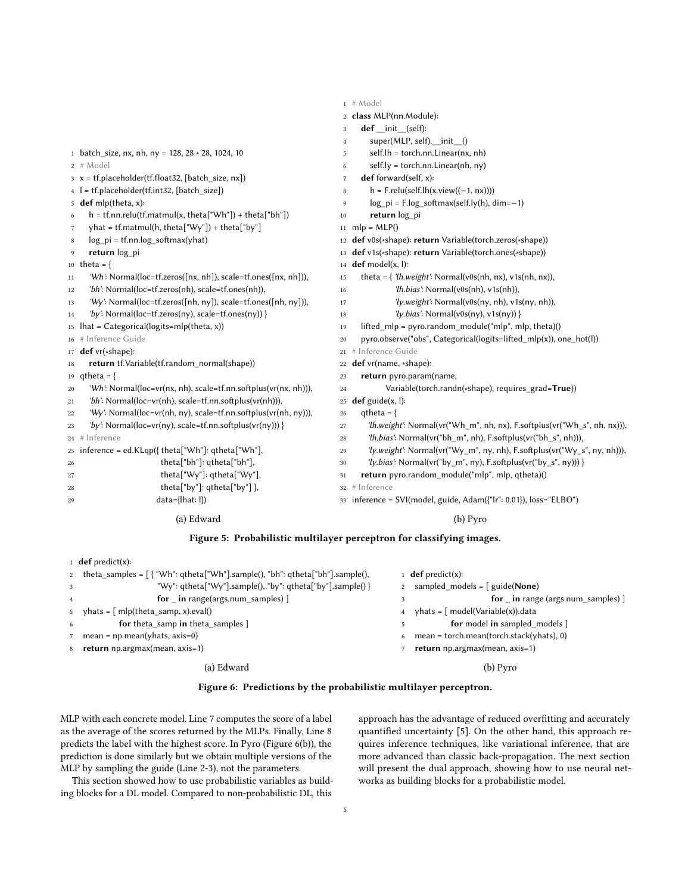```python
batch_size, nx, nh, ny = 128, 28 * 28, 1024, 10
# Model
x = tf.placeholder(tf.float32, [batch_size, nx])
l = tf.placeholder(tf.int32, [batch_size])
def mlp(theta, x):
    h = tf.nn.relu(tf.matmul(x, theta["Wh"]) + theta["bh"])
    yhat = tf.matmul(h, theta["Wy"]) + theta["by"]
    log_pi = tf.nn.log_softmax(yhat)
    return log_pi
theta = {
    'Wh': Normal(loc=tf.zeros([nx, nh]), scale=tf.ones([nx, nh])),
    'bh': Normal(loc=tf.zeros(nh), scale=tf.ones(nh)),
    'Wy': Normal(loc=tf.zeros([nh, ny]), scale=tf.ones([nh, ny])),
    'by': Normal(loc=tf.zeros(ny), scale=tf.ones(ny)) }
lhat = Categorical(logits=mlp(theta, x))
# Inference Guide
def vr(*shape):
    return tf.Variable(tf.random_normal(shape))
qtheta = {
    'Wh': Normal(loc=vr(nx, nh), scale=tf.nn.softplus(vr(nx, nh))),
    'bh': Normal(loc=vr(nh), scale=tf.nn.softplus(vr(nh))),
    'Wy': Normal(loc=vr(nh, ny), scale=tf.nn.softplus(vr(nh, ny))),
    'by': Normal(loc=vr(ny), scale=tf.nn.softplus(vr(ny))) }
# Inference
inference = ed.KLqp({ theta["Wh"]: qtheta["Wh"],
                      theta["bh"]: qtheta["bh"],
                      theta["Wy"]: qtheta["Wy"],
                      theta["by"]: qtheta["by"] },
                    data={lhat: l})
```

(a) Edward

```python
# Model
class MLP(nn.Module):
    def __init__(self):
        super(MLP, self).__init__()
        self.lh = torch.nn.Linear(nx, nh)
        self.ly = torch.nn.Linear(nh, ny)
    def forward(self, x):
        h = F.relu(self.lh(x.view((-1, nx))))
        log_pi = F.log_softmax(self.ly(h), dim=-1)
        return log_pi
mlp = MLP()
def v0s(*shape): return Variable(torch.zeros(*shape))
def v1s(*shape): return Variable(torch.ones(*shape))
def model(x, l):
    theta = { 'lh.weight': Normal(v0s(nh, nx), v1s(nh, nx)),
              'lh.bias': Normal(v0s(nh), v1s(nh)),
              'ly.weight': Normal(v0s(ny, nh), v1s(ny, nh)),
              'ly.bias': Normal(v0s(ny), v1s(ny)) }
    lifted_mlp = pyro.random_module("mlp", mlp, theta)()
    pyro.observe("obs", Categorical(logits=lifted_mlp(x)), one_hot(l))
# Inference Guide
def vr(name, *shape):
    return pyro.param(name,
        Variable(torch.randn(*shape), requires_grad=True))
def guide(x, l):
    qtheta = {
      'lh.weight': Normal(vr("Wh_m", nh, nx), F.softplus(vr("Wh_s", nh, nx))),
      'lh.bias': Normal(vr("bh_m", nh), F.softplus(vr("bh_s", nh))),
      'ly.weight': Normal(vr("Wy_m", ny, nh), F.softplus(vr("Wy_s", ny, nh))),
      'ly.bias': Normal(vr("by_m", ny), F.softplus(vr("by_s", ny))) }
    return pyro.random_module("mlp", mlp, qtheta)()
# Inference
inference = SVI(model, guide, Adam({"lr": 0.01}), loss="ELBO")
```

(b) Pyro

**Figure 5: Probabilistic multilayer perceptron for classifying images.**

```python
def predict(x):
  theta_samples = [ { "Wh": qtheta["Wh"].sample(), "bh": qtheta["bh"].sample(),
                      "Wy": qtheta["Wy"].sample(), "by": qtheta["by"].sample() }
                    for _ in range(args.num_samples) ]
  yhats = [ mlp(theta_samp, x).eval()
            for theta_samp in theta_samples ]
  mean = np.mean(yhats, axis=0)
  return np.argmax(mean, axis=1)
```

(a) Edward

```python
def predict(x):
  sampled_models = [ guide(None)
                     for _ in range (args.num_samples) ]
  yhats = [ model(Variable(x)).data
            for model in sampled_models ]
  mean = torch.mean(torch.stack(yhats), 0)
  return np.argmax(mean, axis=1)
```

(b) Pyro

**Figure 6: Predictions by the probabilistic multilayer perceptron.**

MLP with each concrete model. Line 7 computes the score of a label as the average of the scores returned by the MLPs. Finally, Line 8 predicts the label with the highest score. In Pyro (Figure 6(b)), the prediction is done similarly but we obtain multiple versions of the MLP by sampling the guide (Line 2-3), not the parameters.

This section showed how to use probabilistic variables as building blocks for a DL model. Compared to non-probabilistic DL, this approach has the advantage of reduced overfitting and accurately quantified uncertainty [5]. On the other hand, this approach requires inference techniques, like variational inference, that are more advanced than classic back-propagation. The next section will present the dual approach, showing how to use neural networks as building blocks for a probabilistic model.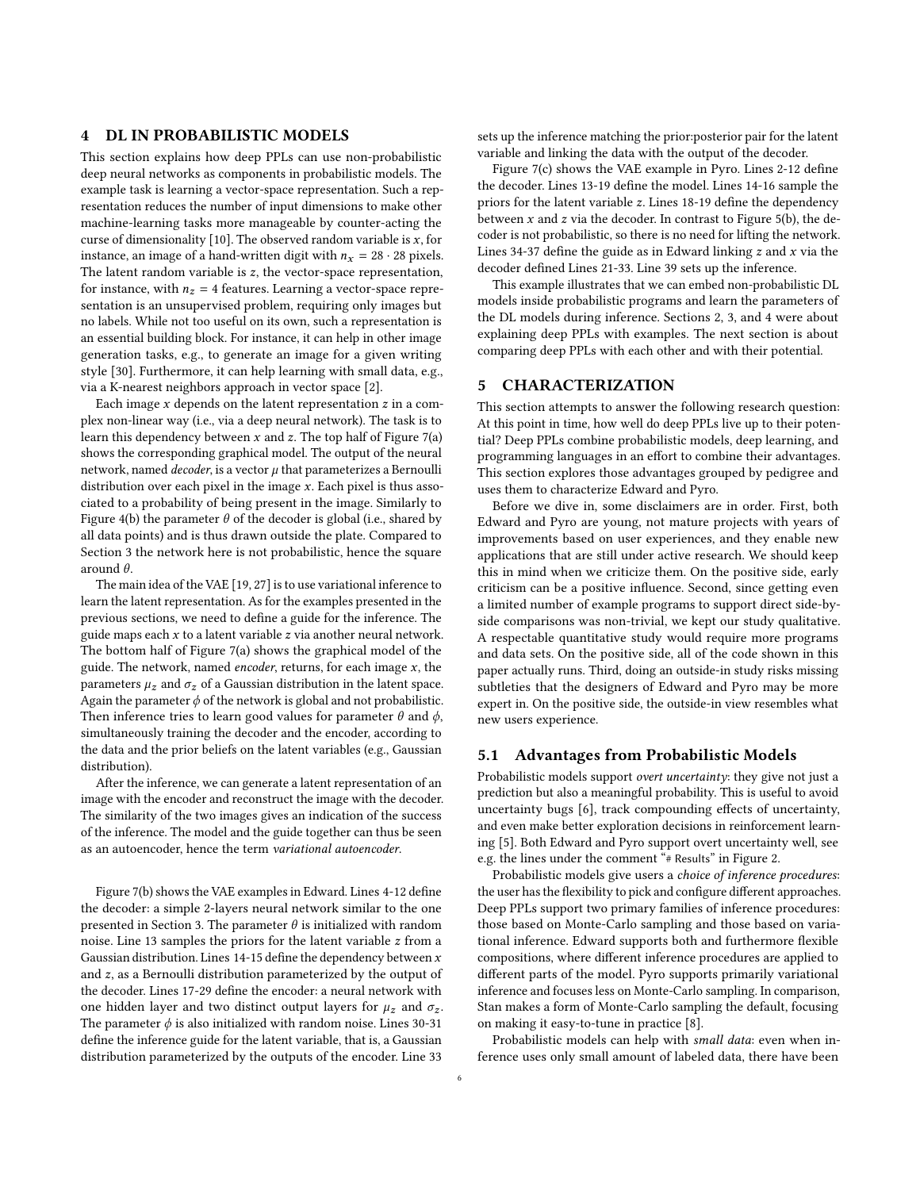## 4 DL IN PROBABILISTIC MODELS

This section explains how deep PPLs can use non-probabilistic deep neural networks as components in probabilistic models. The example task is learning a vector-space representation. Such a representation reduces the number of input dimensions to make other machine-learning tasks more manageable by counter-acting the curse of dimensionality [10]. The observed random variable is $x$, for instance, an image of a hand-written digit with $n_x = 28 \cdot 28$ pixels. The latent random variable is $z$, the vector-space representation, for instance, with $n_z = 4$ features. Learning a vector-space representation is an unsupervised problem, requiring only images but no labels. While not too useful on its own, such a representation is an essential building block. For instance, it can help in other image generation tasks, e.g., to generate an image for a given writing style [30]. Furthermore, it can help learning with small data, e.g., via a K-nearest neighbors approach in vector space [2].

Each image $x$ depends on the latent representation $z$ in a complex non-linear way (i.e., via a deep neural network). The task is to learn this dependency between $x$ and $z$. The top half of Figure 7(a) shows the corresponding graphical model. The output of the neural network, named *decoder*, is a vector $\mu$ that parameterizes a Bernoulli distribution over each pixel in the image $x$. Each pixel is thus associated to a probability of being present in the image. Similarly to Figure 4(b) the parameter $\theta$ of the decoder is global (i.e., shared by all data points) and is thus drawn outside the plate. Compared to Section 3 the network here is not probabilistic, hence the square around $\theta$.

The main idea of the VAE [19, 27] is to use variational inference to learn the latent representation. As for the examples presented in the previous sections, we need to define a guide for the inference. The guide maps each $x$ to a latent variable $z$ via another neural network. The bottom half of Figure 7(a) shows the graphical model of the guide. The network, named *encoder*, returns, for each image $x$, the parameters $\mu_z$ and $\sigma_z$ of a Gaussian distribution in the latent space. Again the parameter $\phi$ of the network is global and not probabilistic. Then inference tries to learn good values for parameter $\theta$ and $\phi$, simultaneously training the decoder and the encoder, according to the data and the prior beliefs on the latent variables (e.g., Gaussian distribution).

After the inference, we can generate a latent representation of an image with the encoder and reconstruct the image with the decoder. The similarity of the two images gives an indication of the success of the inference. The model and the guide together can thus be seen as an autoencoder, hence the term *variational autoencoder*.

Figure 7(b) shows the VAE examples in Edward. Lines 4-12 define the decoder: a simple 2-layers neural network similar to the one presented in Section 3. The parameter $\theta$ is initialized with random noise. Line 13 samples the priors for the latent variable $z$ from a Gaussian distribution. Lines 14-15 define the dependency between $x$ and $z$, as a Bernoulli distribution parameterized by the output of the decoder. Lines 17-29 define the encoder: a neural network with one hidden layer and two distinct output layers for $\mu_z$ and $\sigma_z$. The parameter $\phi$ is also initialized with random noise. Lines 30-31 define the inference guide for the latent variable, that is, a Gaussian distribution parameterized by the outputs of the encoder. Line 33 sets up the inference matching the prior:posterior pair for the latent variable and linking the data with the output of the decoder.

Figure 7(c) shows the VAE example in Pyro. Lines 2-12 define the decoder. Lines 13-19 define the model. Lines 14-16 sample the priors for the latent variable $z$. Lines 18-19 define the dependency between $x$ and $z$ via the decoder. In contrast to Figure 5(b), the decoder is not probabilistic, so there is no need for lifting the network. Lines 34-37 define the guide as in Edward linking $z$ and $x$ via the decoder defined Lines 21-33. Line 39 sets up the inference.

This example illustrates that we can embed non-probabilistic DL models inside probabilistic programs and learn the parameters of the DL models during inference. Sections 2, 3, and 4 were about explaining deep PPLs with examples. The next section is about comparing deep PPLs with each other and with their potential.

## 5 CHARACTERIZATION

This section attempts to answer the following research question: At this point in time, how well do deep PPLs live up to their potential? Deep PPLs combine probabilistic models, deep learning, and programming languages in an effort to combine their advantages. This section explores those advantages grouped by pedigree and uses them to characterize Edward and Pyro.

Before we dive in, some disclaimers are in order. First, both Edward and Pyro are young, not mature projects with years of improvements based on user experiences, and they enable new applications that are still under active research. We should keep this in mind when we criticize them. On the positive side, early criticism can be a positive influence. Second, since getting even a limited number of example programs to support direct side-by-side comparisons was non-trivial, we kept our study qualitative. A respectable quantitative study would require more programs and data sets. On the positive side, all of the code shown in this paper actually runs. Third, doing an outside-in study risks missing subtleties that the designers of Edward and Pyro may be more expert in. On the positive side, the outside-in view resembles what new users experience.

### 5.1 Advantages from Probabilistic Models

Probabilistic models support *overt uncertainty*: they give not just a prediction but also a meaningful probability. This is useful to avoid uncertainty bugs [6], track compounding effects of uncertainty, and even make better exploration decisions in reinforcement learning [5]. Both Edward and Pyro support overt uncertainty well, see e.g. the lines under the comment "# Results" in Figure 2.

Probabilistic models give users a *choice of inference procedures*: the user has the flexibility to pick and configure different approaches. Deep PPLs support two primary families of inference procedures: those based on Monte-Carlo sampling and those based on variational inference. Edward supports both and furthermore flexible compositions, where different inference procedures are applied to different parts of the model. Pyro supports primarily variational inference and focuses less on Monte-Carlo sampling. In comparison, Stan makes a form of Monte-Carlo sampling the default, focusing on making it easy-to-tune in practice [8].

Probabilistic models can help with *small data*: even when inference uses only small amount of labeled data, there have been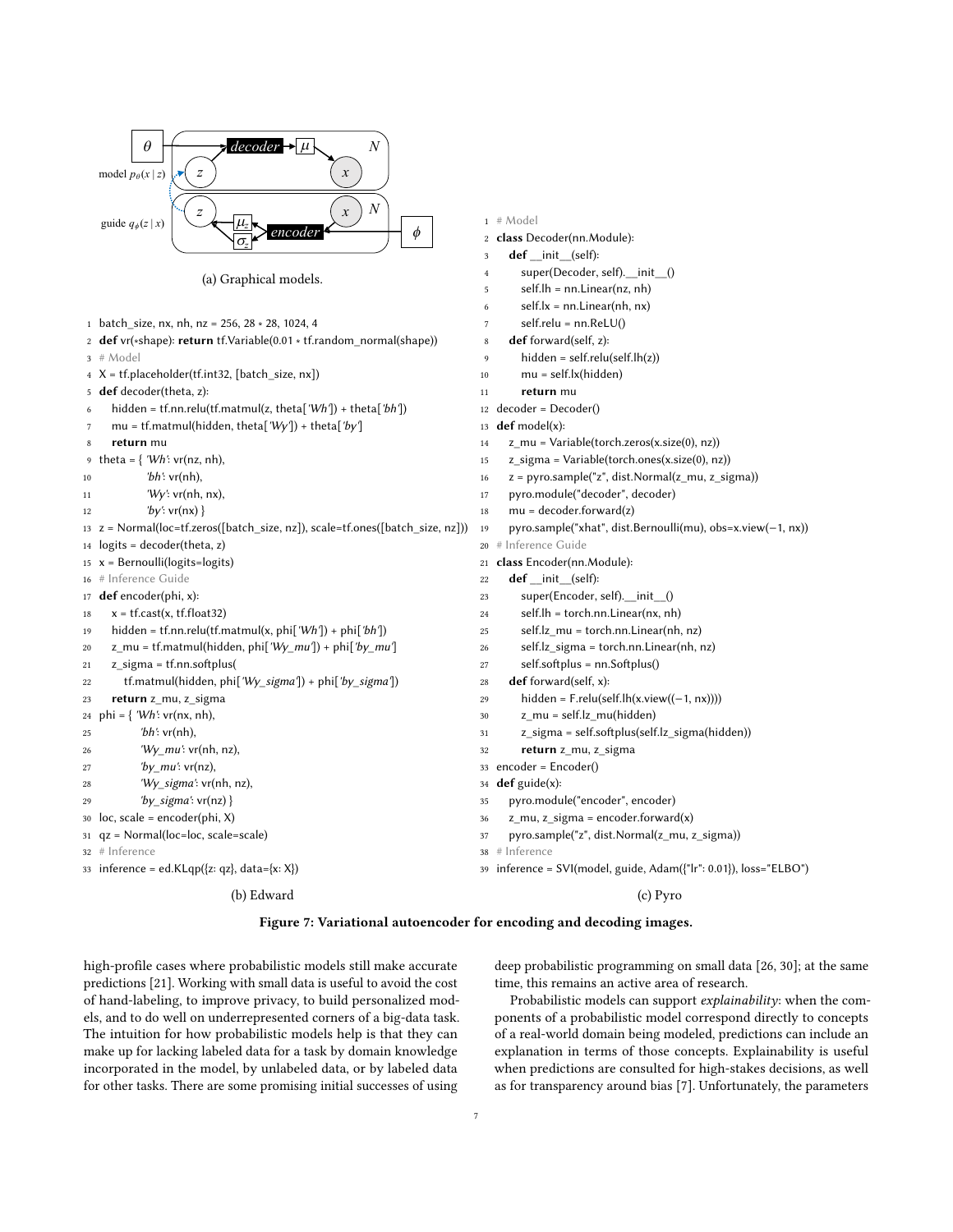(a) Graphical models.

```
batch_size, nx, nh, nz = 256, 28 * 28, 1024, 4
def vr(*shape): return tf.Variable(0.01 * tf.random_normal(shape))
# Model
X = tf.placeholder(tf.int32, [batch_size, nx])
def decoder(theta, z):
    hidden = tf.nn.relu(tf.matmul(z, theta['Wh']) + theta['bh'])
    mu = tf.matmul(hidden, theta['Wy']) + theta['by']
    return mu
theta = { 'Wh': vr(nz, nh),
          'bh': vr(nh),
          'Wy': vr(nh, nx),
          'by': vr(nx) }
z = Normal(loc=tf.zeros([batch_size, nz]), scale=tf.ones([batch_size, nz]))
logits = decoder(theta, z)
x = Bernoulli(logits=logits)
# Inference Guide
def encoder(phi, x):
    x = tf.cast(x, tf.float32)
    hidden = tf.nn.relu(tf.matmul(x, phi['Wh']) + phi['bh'])
    z_mu = tf.matmul(hidden, phi['Wy_mu']) + phi['by_mu']
    z_sigma = tf.nn.softplus(
        tf.matmul(hidden, phi['Wy_sigma']) + phi['by_sigma'])
    return z_mu, z_sigma
phi = { 'Wh': vr(nx, nh),
        'bh': vr(nh),
        'Wy_mu': vr(nh, nz),
        'by_mu': vr(nz),
        'Wy_sigma': vr(nh, nz),
        'by_sigma': vr(nz) }
loc, scale = encoder(phi, X)
qz = Normal(loc=loc, scale=scale)
# Inference
inference = ed.KLqp({z: qz}, data={x: X})
```

(b) Edward

```
# Model
class Decoder(nn.Module):
    def __init__(self):
        super(Decoder, self).__init__()
        self.lh = nn.Linear(nz, nh)
        self.lx = nn.Linear(nh, nx)
        self.relu = nn.ReLU()
    def forward(self, z):
        hidden = self.relu(self.lh(z))
        mu = self.lx(hidden)
        return mu
decoder = Decoder()
def model(x):
    z_mu = Variable(torch.zeros(x.size(0), nz))
    z_sigma = Variable(torch.ones(x.size(0), nz))
    z = pyro.sample("z", dist.Normal(z_mu, z_sigma))
    pyro.module("decoder", decoder)
    mu = decoder.forward(z)
    pyro.sample("xhat", dist.Bernoulli(mu), obs=x.view(−1, nx))
# Inference Guide
class Encoder(nn.Module):
    def __init__(self):
        super(Encoder, self).__init__()
        self.lh = torch.nn.Linear(nx, nh)
        self.lz_mu = torch.nn.Linear(nh, nz)
        self.lz_sigma = torch.nn.Linear(nh, nz)
        self.softplus = nn.Softplus()
    def forward(self, x):
        hidden = F.relu(self.lh(x.view((−1, nx))))
        z_mu = self.lz_mu(hidden)
        z_sigma = self.softplus(self.lz_sigma(hidden))
        return z_mu, z_sigma
encoder = Encoder()
def guide(x):
    pyro.module("encoder", encoder)
    z_mu, z_sigma = encoder.forward(x)
    pyro.sample("z", dist.Normal(z_mu, z_sigma))
# Inference
inference = SVI(model, guide, Adam({"lr": 0.01}), loss="ELBO")
```

(c) Pyro

**Figure 7: Variational autoencoder for encoding and decoding images.**

high-profile cases where probabilistic models still make accurate predictions [21]. Working with small data is useful to avoid the cost of hand-labeling, to improve privacy, to build personalized models, and to do well on underrepresented corners of a big-data task. The intuition for how probabilistic models help is that they can make up for lacking labeled data for a task by domain knowledge incorporated in the model, by unlabeled data, or by labeled data for other tasks. There are some promising initial successes of using deep probabilistic programming on small data [26, 30]; at the same time, this remains an active area of research.

Probabilistic models can support *explainability*: when the components of a probabilistic model correspond directly to concepts of a real-world domain being modeled, predictions can include an explanation in terms of those concepts. Explainability is useful when predictions are consulted for high-stakes decisions, as well as for transparency around bias [7]. Unfortunately, the parameters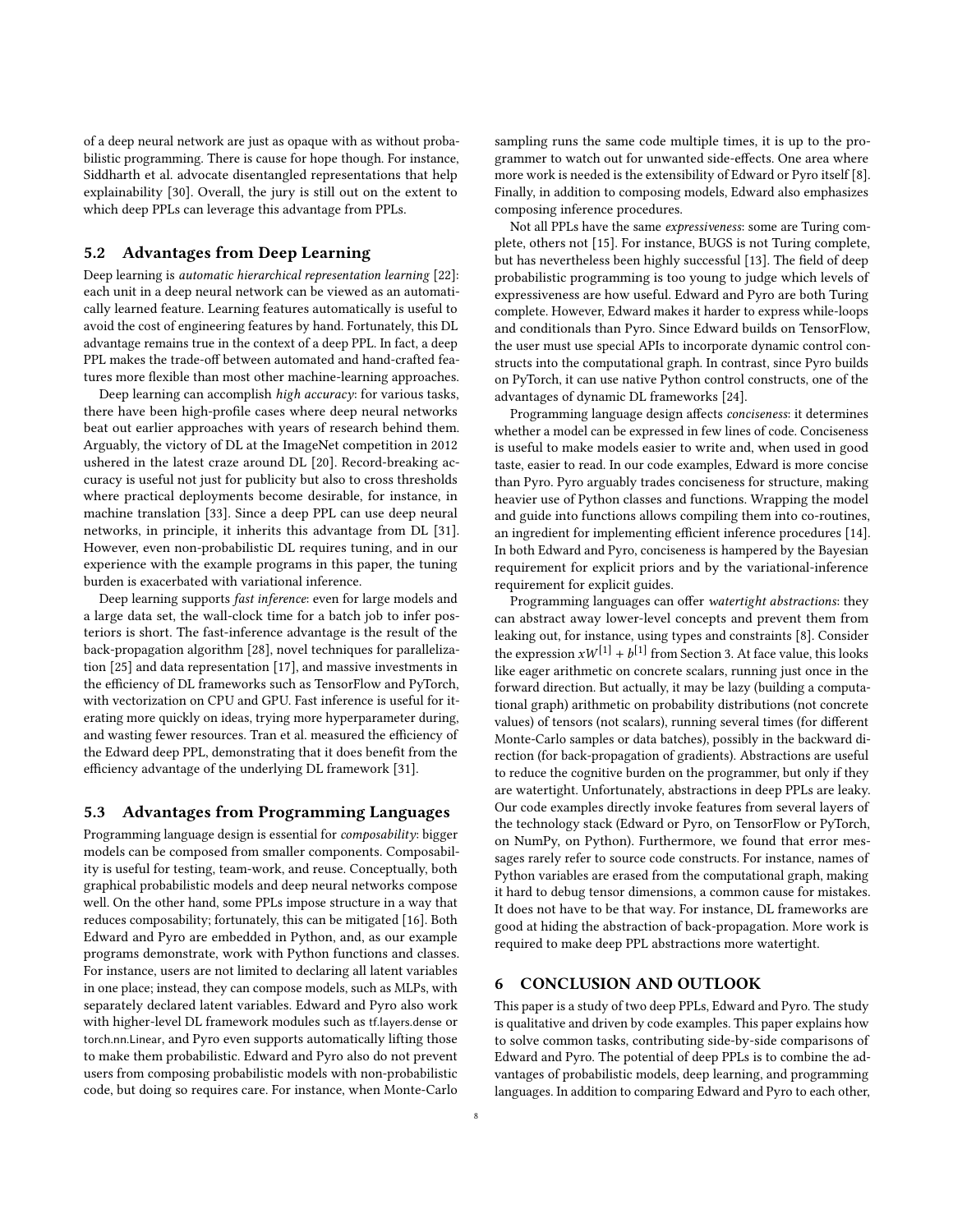of a deep neural network are just as opaque with as without probabilistic programming. There is cause for hope though. For instance, Siddharth et al. advocate disentangled representations that help explainability [30]. Overall, the jury is still out on the extent to which deep PPLs can leverage this advantage from PPLs.

## 5.2 Advantages from Deep Learning

Deep learning is *automatic hierarchical representation learning* [22]: each unit in a deep neural network can be viewed as an automatically learned feature. Learning features automatically is useful to avoid the cost of engineering features by hand. Fortunately, this DL advantage remains true in the context of a deep PPL. In fact, a deep PPL makes the trade-off between automated and hand-crafted features more flexible than most other machine-learning approaches.

Deep learning can accomplish *high accuracy*: for various tasks, there have been high-profile cases where deep neural networks beat out earlier approaches with years of research behind them. Arguably, the victory of DL at the ImageNet competition in 2012 ushered in the latest craze around DL [20]. Record-breaking accuracy is useful not just for publicity but also to cross thresholds where practical deployments become desirable, for instance, in machine translation [33]. Since a deep PPL can use deep neural networks, in principle, it inherits this advantage from DL [31]. However, even non-probabilistic DL requires tuning, and in our experience with the example programs in this paper, the tuning burden is exacerbated with variational inference.

Deep learning supports *fast inference*: even for large models and a large data set, the wall-clock time for a batch job to infer posteriors is short. The fast-inference advantage is the result of the back-propagation algorithm [28], novel techniques for parallelization [25] and data representation [17], and massive investments in the efficiency of DL frameworks such as TensorFlow and PyTorch, with vectorization on CPU and GPU. Fast inference is useful for iterating more quickly on ideas, trying more hyperparameter during, and wasting fewer resources. Tran et al. measured the efficiency of the Edward deep PPL, demonstrating that it does benefit from the efficiency advantage of the underlying DL framework [31].

## 5.3 Advantages from Programming Languages

Programming language design is essential for *composability*: bigger models can be composed from smaller components. Composability is useful for testing, team-work, and reuse. Conceptually, both graphical probabilistic models and deep neural networks compose well. On the other hand, some PPLs impose structure in a way that reduces composability; fortunately, this can be mitigated [16]. Both Edward and Pyro are embedded in Python, and, as our example programs demonstrate, work with Python functions and classes. For instance, users are not limited to declaring all latent variables in one place; instead, they can compose models, such as MLPs, with separately declared latent variables. Edward and Pyro also work with higher-level DL framework modules such as tf.layers.dense or torch.nn.Linear, and Pyro even supports automatically lifting those to make them probabilistic. Edward and Pyro also do not prevent users from composing probabilistic models with non-probabilistic code, but doing so requires care. For instance, when Monte-Carlo sampling runs the same code multiple times, it is up to the programmer to watch out for unwanted side-effects. One area where more work is needed is the extensibility of Edward or Pyro itself [8]. Finally, in addition to composing models, Edward also emphasizes composing inference procedures.

Not all PPLs have the same *expressiveness*: some are Turing complete, others not [15]. For instance, BUGS is not Turing complete, but has nevertheless been highly successful [13]. The field of deep probabilistic programming is too young to judge which levels of expressiveness are how useful. Edward and Pyro are both Turing complete. However, Edward makes it harder to express while-loops and conditionals than Pyro. Since Edward builds on TensorFlow, the user must use special APIs to incorporate dynamic control constructs into the computational graph. In contrast, since Pyro builds on PyTorch, it can use native Python control constructs, one of the advantages of dynamic DL frameworks [24].

Programming language design affects *conciseness*: it determines whether a model can be expressed in few lines of code. Conciseness is useful to make models easier to write and, when used in good taste, easier to read. In our code examples, Edward is more concise than Pyro. Pyro arguably trades conciseness for structure, making heavier use of Python classes and functions. Wrapping the model and guide into functions allows compiling them into co-routines, an ingredient for implementing efficient inference procedures [14]. In both Edward and Pyro, conciseness is hampered by the Bayesian requirement for explicit priors and by the variational-inference requirement for explicit guides.

Programming languages can offer *watertight abstractions*: they can abstract away lower-level concepts and prevent them from leaking out, for instance, using types and constraints [8]. Consider the expression $xW^{[1]} + b^{[1]}$ from Section 3. At face value, this looks like eager arithmetic on concrete scalars, running just once in the forward direction. But actually, it may be lazy (building a computational graph) arithmetic on probability distributions (not concrete values) of tensors (not scalars), running several times (for different Monte-Carlo samples or data batches), possibly in the backward direction (for back-propagation of gradients). Abstractions are useful to reduce the cognitive burden on the programmer, but only if they are watertight. Unfortunately, abstractions in deep PPLs are leaky. Our code examples directly invoke features from several layers of the technology stack (Edward or Pyro, on TensorFlow or PyTorch, on NumPy, on Python). Furthermore, we found that error messages rarely refer to source code constructs. For instance, names of Python variables are erased from the computational graph, making it hard to debug tensor dimensions, a common cause for mistakes. It does not have to be that way. For instance, DL frameworks are good at hiding the abstraction of back-propagation. More work is required to make deep PPL abstractions more watertight.

# 6 CONCLUSION AND OUTLOOK

This paper is a study of two deep PPLs, Edward and Pyro. The study is qualitative and driven by code examples. This paper explains how to solve common tasks, contributing side-by-side comparisons of Edward and Pyro. The potential of deep PPLs is to combine the advantages of probabilistic models, deep learning, and programming languages. In addition to comparing Edward and Pyro to each other,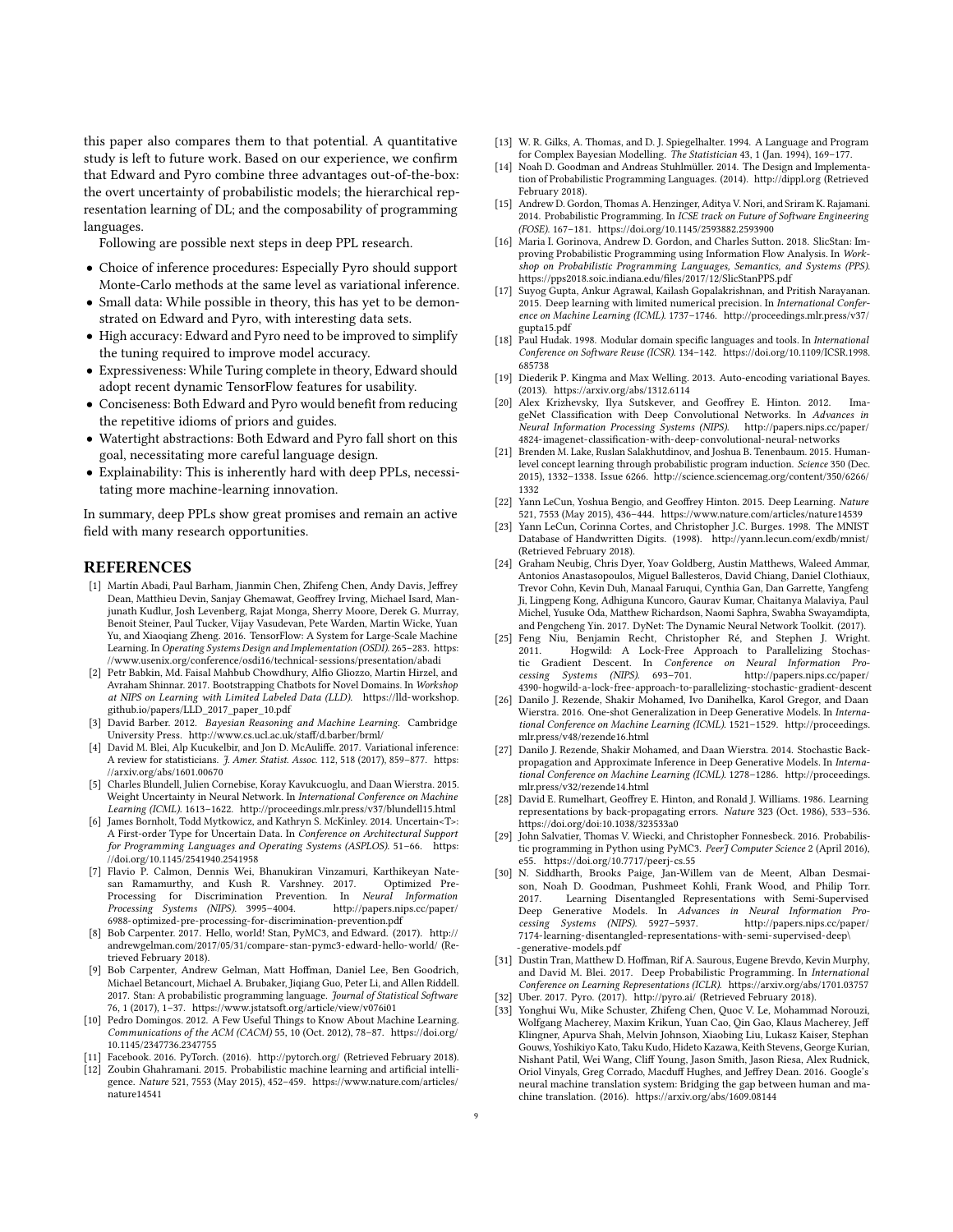this paper also compares them to that potential. A quantitative study is left to future work. Based on our experience, we confirm that Edward and Pyro combine three advantages out-of-the-box: the overt uncertainty of probabilistic models; the hierarchical representation learning of DL; and the composability of programming languages.

Following are possible next steps in deep PPL research.

- Choice of inference procedures: Especially Pyro should support Monte-Carlo methods at the same level as variational inference.
- Small data: While possible in theory, this has yet to be demonstrated on Edward and Pyro, with interesting data sets.
- High accuracy: Edward and Pyro need to be improved to simplify the tuning required to improve model accuracy.
- Expressiveness: While Turing complete in theory, Edward should adopt recent dynamic TensorFlow features for usability.
- Conciseness: Both Edward and Pyro would benefit from reducing the repetitive idioms of priors and guides.
- Watertight abstractions: Both Edward and Pyro fall short on this goal, necessitating more careful language design.
- Explainability: This is inherently hard with deep PPLs, necessitating more machine-learning innovation.

In summary, deep PPLs show great promises and remain an active field with many research opportunities.

## REFERENCES

[1] Martín Abadi, Paul Barham, Jianmin Chen, Zhifeng Chen, Andy Davis, Jeffrey Dean, Matthieu Devin, Sanjay Ghemawat, Geoffrey Irving, Michael Isard, Manjunath Kudlur, Josh Levenberg, Rajat Monga, Sherry Moore, Derek G. Murray, Benoit Steiner, Paul Tucker, Vijay Vasudevan, Pete Warden, Martin Wicke, Yuan Yu, and Xiaoqiang Zheng. 2016. TensorFlow: A System for Large-Scale Machine Learning. In *Operating Systems Design and Implementation (OSDI)*. 265–283. https://www.usenix.org/conference/osdi16/technical-sessions/presentation/abadi

[2] Petr Babkin, Md. Faisal Mahbub Chowdhury, Alfio Gliozzo, Martin Hirzel, and Avraham Shinnar. 2017. Bootstrapping Chatbots for Novel Domains. In *Workshop at NIPS on Learning with Limited Labeled Data (LLD)*. https://lld-workshop.github.io/papers/LLD_2017_paper_10.pdf

[3] David Barber. 2012. *Bayesian Reasoning and Machine Learning*. Cambridge University Press. http://www.cs.ucl.ac.uk/staff/d.barber/brml/

[4] David M. Blei, Alp Kucukelbir, and Jon D. McAuliffe. 2017. Variational inference: A review for statisticians. *J. Amer. Statist. Assoc.* 112, 518 (2017), 859–877. https://arxiv.org/abs/1601.00670

[5] Charles Blundell, Julien Cornebise, Koray Kavukcuoglu, and Daan Wierstra. 2015. Weight Uncertainty in Neural Network. In *International Conference on Machine Learning (ICML)*. 1613–1622. http://proceedings.mlr.press/v37/blundell15.html

[6] James Bornholt, Todd Mytkowicz, and Kathryn S. McKinley. 2014. Uncertain<T>: A First-order Type for Uncertain Data. In *Conference on Architectural Support for Programming Languages and Operating Systems (ASPLOS)*. 51–66. https://doi.org/10.1145/2541940.2541958

[7] Flavio P. Calmon, Dennis Wei, Bhanukiran Vinzamuri, Karthikeyan Natesan Ramamurthy, and Kush R. Varshney. 2017. Optimized Pre-Processing for Discrimination Prevention. In *Neural Information Processing Systems (NIPS)*. 3995–4004. http://papers.nips.cc/paper/6988-optimized-pre-processing-for-discrimination-prevention.pdf

[8] Bob Carpenter. 2017. Hello, world! Stan, PyMC3, and Edward. (2017). http://andrewgelman.com/2017/05/31/compare-stan-pymc3-edward-hello-world/ (Retrieved February 2018).

[9] Bob Carpenter, Andrew Gelman, Matt Hoffman, Daniel Lee, Ben Goodrich, Michael Betancourt, Michael A. Brubaker, Jiqiang Guo, Peter Li, and Allen Riddell. 2017. Stan: A probabilistic programming language. *Journal of Statistical Software* 76, 1 (2017), 1–37. https://www.jstatsoft.org/article/view/v076i01

[10] Pedro Domingos. 2012. A Few Useful Things to Know About Machine Learning. *Communications of the ACM (CACM)* 55, 10 (Oct. 2012), 78–87. https://doi.org/10.1145/2347736.2347755

[11] Facebook. 2016. PyTorch. (2016). http://pytorch.org/ (Retrieved February 2018).

[12] Zoubin Ghahramani. 2015. Probabilistic machine learning and artificial intelligence. *Nature* 521, 7553 (May 2015), 452–459. https://www.nature.com/articles/nature14541

[13] W. R. Gilks, A. Thomas, and D. J. Spiegelhalter. 1994. A Language and Program for Complex Bayesian Modelling. *The Statistician* 43, 1 (Jan. 1994), 169–177.

[14] Noah D. Goodman and Andreas Stuhlmüller. 2014. The Design and Implementation of Probabilistic Programming Languages. (2014). http://dippl.org (Retrieved February 2018).

[15] Andrew D. Gordon, Thomas A. Henzinger, Aditya V. Nori, and Sriram K. Rajamani. 2014. Probabilistic Programming. In *ICSE track on Future of Software Engineering (FOSE)*. 167–181. https://doi.org/10.1145/2593882.2593900

[16] Maria I. Gorinova, Andrew D. Gordon, and Charles Sutton. 2018. SlicStan: Improving Probabilistic Programming using Information Flow Analysis. In *Workshop on Probabilistic Programming Languages, Semantics, and Systems (PPS)*. https://pps2018.soic.indiana.edu/files/2017/12/SlicStanPPS.pdf

[17] Suyog Gupta, Ankur Agrawal, Kailash Gopalakrishnan, and Pritish Narayanan. 2015. Deep learning with limited numerical precision. In *International Conference on Machine Learning (ICML)*. 1737–1746. http://proceedings.mlr.press/v37/gupta15.pdf

[18] Paul Hudak. 1998. Modular domain specific languages and tools. In *International Conference on Software Reuse (ICSR)*. 134–142. https://doi.org/10.1109/ICSR.1998.685738

[19] Diederik P. Kingma and Max Welling. 2013. Auto-encoding variational Bayes. (2013). https://arxiv.org/abs/1312.6114

[20] Alex Krizhevsky, Ilya Sutskever, and Geoffrey E. Hinton. 2012. ImageNet Classification with Deep Convolutional Networks. In *Advances in Neural Information Processing Systems (NIPS)*. http://papers.nips.cc/paper/4824-imagenet-classification-with-deep-convolutional-neural-networks

[21] Brenden M. Lake, Ruslan Salakhutdinov, and Joshua B. Tenenbaum. 2015. Human-level concept learning through probabilistic program induction. *Science* 350 (Dec. 2015), 1332–1338. Issue 6266. http://science.sciencemag.org/content/350/6266/1332

[22] Yann LeCun, Yoshua Bengio, and Geoffrey Hinton. 2015. Deep Learning. *Nature* 521, 7553 (May 2015), 436–444. https://www.nature.com/articles/nature14539

[23] Yann LeCun, Corinna Cortes, and Christopher J.C. Burges. 1998. The MNIST Database of Handwritten Digits. (1998). http://yann.lecun.com/exdb/mnist/ (Retrieved February 2018).

[24] Graham Neubig, Chris Dyer, Yoav Goldberg, Austin Matthews, Waleed Ammar, Antonios Anastasopoulos, Miguel Ballesteros, David Chiang, Daniel Clothiaux, Trevor Cohn, Kevin Duh, Manaal Faruqui, Cynthia Gan, Dan Garrette, Yangfeng Ji, Lingpeng Kong, Adhiguna Kuncoro, Gaurav Kumar, Chaitanya Malaviya, Paul Michel, Yusuke Oda, Matthew Richardson, Naomi Saphra, Swabha Swayamdipta, and Pengcheng Yin. 2017. DyNet: The Dynamic Neural Network Toolkit. (2017).

[25] Feng Niu, Benjamin Recht, Christopher Ré, and Stephen J. Wright. 2011. Hogwild: A Lock-Free Approach to Parallelizing Stochastic Gradient Descent. In *Conference on Neural Information Processing Systems (NIPS)*. 693–701. http://papers.nips.cc/paper/4390-hogwild-a-lock-free-approach-to-parallelizing-stochastic-gradient-descent

[26] Danilo J. Rezende, Shakir Mohamed, Ivo Danihelka, Karol Gregor, and Daan Wierstra. 2016. One-shot Generalization in Deep Generative Models. In *International Conference on Machine Learning (ICML)*. 1521–1529. http://proceedings.mlr.press/v48/rezende16.html

[27] Danilo J. Rezende, Shakir Mohamed, and Daan Wierstra. 2014. Stochastic Backpropagation and Approximate Inference in Deep Generative Models. In *International Conference on Machine Learning (ICML)*. 1278–1286. http://proceedings.mlr.press/v32/rezende14.html

[28] David E. Rumelhart, Geoffrey E. Hinton, and Ronald J. Williams. 1986. Learning representations by back-propagating errors. *Nature* 323 (Oct. 1986), 533–536. https://doi.org/doi:10.1038/323533a0

[29] John Salvatier, Thomas V. Wiecki, and Christopher Fonnesbeck. 2016. Probabilistic programming in Python using PyMC3. *PeerJ Computer Science* 2 (April 2016), e55. https://doi.org/10.7717/peerj-cs.55

[30] N. Siddharth, Brooks Paige, Jan-Willem van de Meent, Alban Desmaison, Noah D. Goodman, Pushmeet Kohli, Frank Wood, and Philip Torr. 2017. Learning Disentangled Representations with Semi-Supervised Deep Generative Models. In *Advances in Neural Information Processing Systems (NIPS)*. 5927–5937. http://papers.nips.cc/paper/7174-learning-disentangled-representations-with-semi-supervised-deep\-generative-models.pdf

[31] Dustin Tran, Matthew D. Hoffman, Rif A. Saurous, Eugene Brevdo, Kevin Murphy, and David M. Blei. 2017. Deep Probabilistic Programming. In *International Conference on Learning Representations (ICLR)*. https://arxiv.org/abs/1701.03757

[32] Uber. 2017. Pyro. (2017). http://pyro.ai/ (Retrieved February 2018).

[33] Yonghui Wu, Mike Schuster, Zhifeng Chen, Quoc V. Le, Mohammad Norouzi, Wolfgang Macherey, Maxim Krikun, Yuan Cao, Qin Gao, Klaus Macherey, Jeff Klingner, Apurva Shah, Melvin Johnson, Xiaobing Liu, Lukasz Kaiser, Stephan Gouws, Yoshikiyo Kato, Taku Kudo, Hideto Kazawa, Keith Stevens, George Kurian, Nishant Patil, Wei Wang, Cliff Young, Jason Smith, Jason Riesa, Alex Rudnick, Oriol Vinyals, Greg Corrado, Macduff Hughes, and Jeffrey Dean. 2016. Google's neural machine translation system: Bridging the gap between human and machine translation. (2016). https://arxiv.org/abs/1609.08144